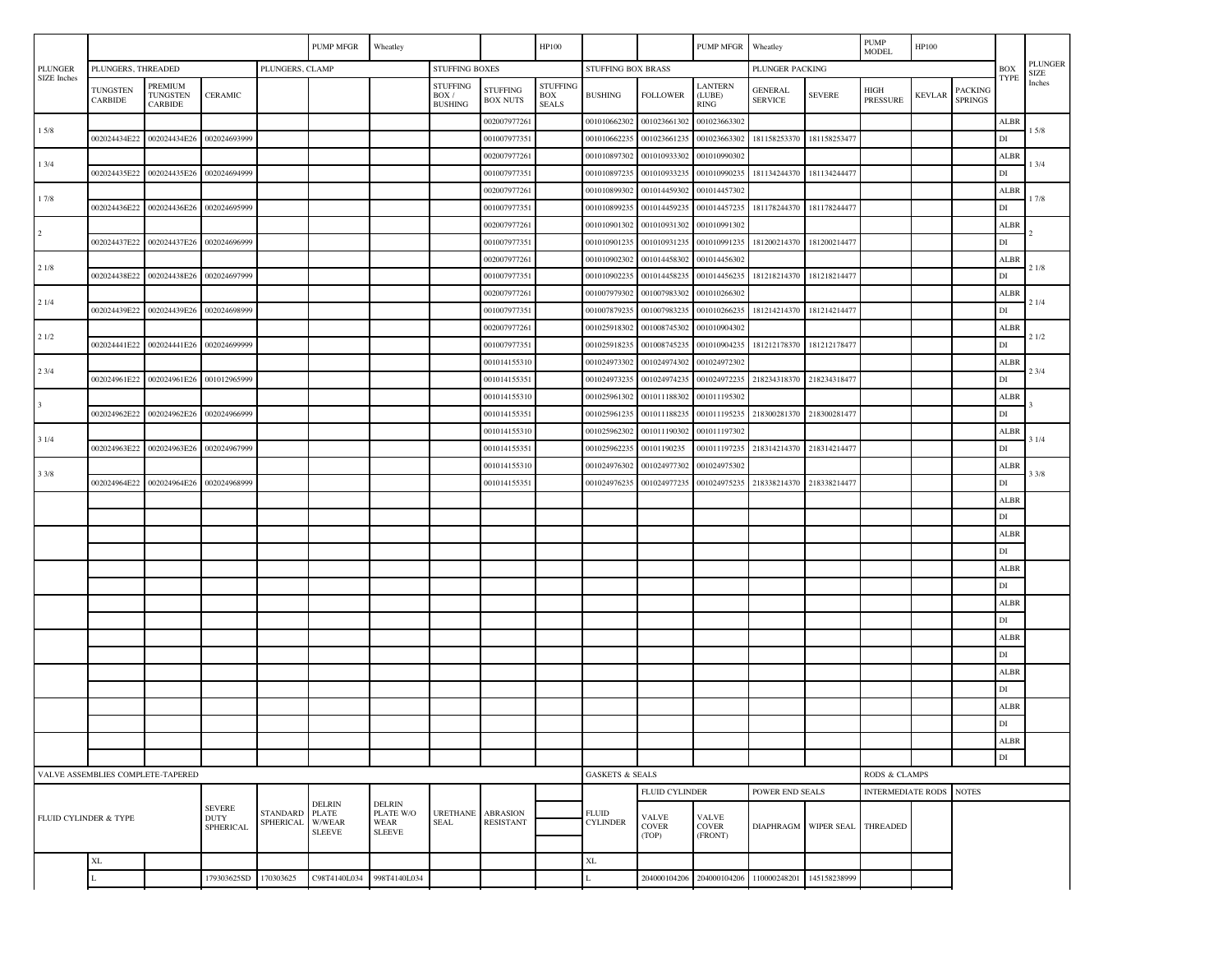| PLUNGER SIZE Inches | | | | | PUMP MFGR | Wheatley | | | HP100 | | | PUMP MFGR | Wheatley | | PUMP MODEL | HP100 | | BOX TYPE | PLUNGER SIZE Inches |
|---|---|---|---|---|---|---|---|---|---|---|---|---|---|---|---|---|---|---|---|
| | PLUNGERS, THREADED | | | PLUNGERS, CLAMP | | | STUFFING BOXES | | | STUFFING BOX BRASS | | | PLUNGER PACKING | | | | | | |
| | TUNGSTEN CARBIDE | PREMIUM TUNGSTEN CARBIDE | CERAMIC | | | | STUFFING BOX / BUSHING | STUFFING BOX NUTS | STUFFING BOX SEALS | BUSHING | FOLLOWER | LANTERN (LUBE) RING | GENERAL SERVICE | SEVERE | HIGH PRESSURE | KEVLAR | PACKING SPRINGS | | |
| 1 5/8 | | | | | | | | 002007977261 | | 001010662302 | 001023661302 | 001023663302 | | | | | | ALBR | 1 5/8 |
| | 002024434E22 | 002024434E26 | 002024693999 | | | | | 001007977351 | | 001010662235 | 001023661235 | 001023663302 | 181158253370 | 181158253477 | | | | DI | |
| 1 3/4 | | | | | | | | 002007977261 | | 001010897302 | 001010933302 | 001010990302 | | | | | | ALBR | 1 3/4 |
| | 002024435E22 | 002024435E26 | 002024694999 | | | | | 001007977351 | | 001010897235 | 001010933235 | 001010990235 | 181134244370 | 181134244477 | | | | DI | |
| 1 7/8 | | | | | | | | 002007977261 | | 001010899302 | 001014459302 | 001014457302 | | | | | | ALBR | 1 7/8 |
| | 002024436E22 | 002024436E26 | 002024695999 | | | | | 001007977351 | | 001010899235 | 001014459235 | 001014457235 | 181178244370 | 181178244477 | | | | DI | |
| 2 | | | | | | | | 002007977261 | | 001010901302 | 001010931302 | 001010991302 | | | | | | ALBR | 2 |
| | 002024437E22 | 002024437E26 | 002024696999 | | | | | 001007977351 | | 001010901235 | 001010931235 | 001010991235 | 181200214370 | 181200214477 | | | | DI | |
| 2 1/8 | | | | | | | | 002007977261 | | 001010902302 | 001014458302 | 001014456302 | | | | | | ALBR | 2 1/8 |
| | 002024438E22 | 002024438E26 | 002024697999 | | | | | 001007977351 | | 001010902235 | 001014458235 | 001014456235 | 181218214370 | 181218214477 | | | | DI | |
| 2 1/4 | | | | | | | | 002007977261 | | 001007979302 | 001007983302 | 001010266302 | | | | | | ALBR | 2 1/4 |
| | 002024439E22 | 002024439E26 | 002024698999 | | | | | 001007977351 | | 001007879235 | 001007983235 | 001010266235 | 181214214370 | 181214214477 | | | | DI | |
| 2 1/2 | | | | | | | | 002007977261 | | 001025918302 | 001008745302 | 001010904302 | | | | | | ALBR | 2 1/2 |
| | 002024441E22 | 002024441E26 | 002024699999 | | | | | 001007977351 | | 001025918235 | 001008745235 | 001010904235 | 181212178370 | 181212178477 | | | | DI | |
| 2 3/4 | | | | | | | | 001014155310 | | 001024973302 | 001024974302 | 001024972302 | | | | | | ALBR | 2 3/4 |
| | 002024961E22 | 002024961E26 | 001012965999 | | | | | 001014155351 | | 001024973235 | 001024974235 | 001024972235 | 218234318370 | 218234318477 | | | | DI | |
| 3 | | | | | | | | 001014155310 | | 001025961302 | 001011188302 | 001011195302 | | | | | | ALBR | 3 |
| | 002024962E22 | 002024962E26 | 002024966999 | | | | | 001014155351 | | 001025961235 | 001011188235 | 001011195235 | 218300281370 | 218300281477 | | | | DI | |
| 3 1/4 | | | | | | | | 001014155310 | | 001025962302 | 001011190302 | 001011197302 | | | | | | ALBR | 3 1/4 |
| | 002024963E22 | 002024963E26 | 002024967999 | | | | | 001014155351 | | 001025962235 | 00101190235 | 001011197235 | 218314214370 | 218314214477 | | | | DI | |
| 3 3/8 | | | | | | | | 001014155310 | | 001024976302 | 001024977302 | 001024975302 | | | | | | ALBR | 3 3/8 |
| | 002024964E22 | 002024964E26 | 002024968999 | | | | | 001014155351 | | 001024976235 | 001024977235 | 001024975235 | 218338214370 | 218338214477 | | | | DI | |
| | | | | | | | | | | | | | | | | | | ALBR | |
| | | | | | | | | | | | | | | | | | | DI | |
| | | | | | | | | | | | | | | | | | | ALBR | |
| | | | | | | | | | | | | | | | | | | DI | |
| | | | | | | | | | | | | | | | | | | ALBR | |
| | | | | | | | | | | | | | | | | | | DI | |
| | | | | | | | | | | | | | | | | | | ALBR | |
| | | | | | | | | | | | | | | | | | | DI | |
| | | | | | | | | | | | | | | | | | | ALBR | |
| | | | | | | | | | | | | | | | | | | DI | |
| | | | | | | | | | | | | | | | | | | ALBR | |
| | | | | | | | | | | | | | | | | | | DI | |
| | | | | | | | | | | | | | | | | | | ALBR | |
| | | | | | | | | | | | | | | | | | | DI | |
| | | | | | | | | | | | | | | | | | | ALBR | |
| | | | | | | | | | | | | | | | | | | DI | |

| VALVE ASSEMBLIES COMPLETE-TAPERED | | | | | | | | | | GASKETS & SEALS | | | | | RODS & CLAMPS | | |
|---|---|---|---|---|---|---|---|---|---|---|---|---|---|---|---|---|---|
| | | | | | | | | | | | FLUID CYLINDER | | POWER END SEALS | | INTERMEDIATE RODS | | NOTES |
| FLUID CYLINDER & TYPE | | | SEVERE DUTY SPHERICAL | STANDARD SPHERICAL | DELRIN PLATE W/WEAR SLEEVE | DELRIN PLATE W/O WEAR SLEEVE | URETHANE SEAL | ABRASION RESISTANT | | FLUID CYLINDER | VALVE COVER (TOP) | VALVE COVER (FRONT) | DIAPHRAGM | WIPER SEAL | THREADED | | |
| | XL | | | | | | | | | XL | | | | | | | |
| | L | | 179303625SD | 170303625 | C98T4140L034 | 998T4140L034 | | | | L | 204000104206 | 204000104206 | 110000248201 | 145158238999 | | | |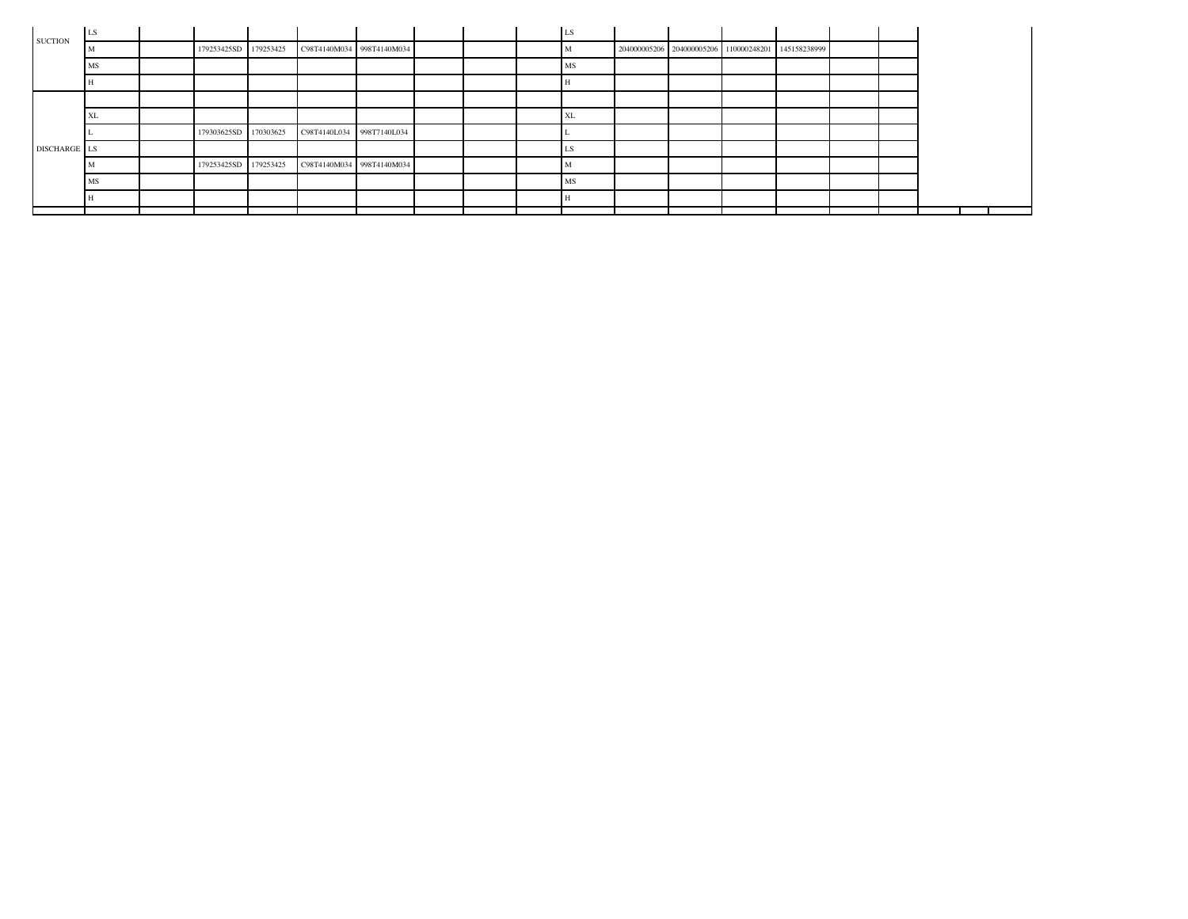| | | | | | | | | | | | | | | | | |
|---|---|---|---|---|---|---|---|---|---|---|---|---|---|---|---|---|
| SUCTION | LS | | | | | | | | | LS | | | | | | |
| | M | | 179253425SD | 179253425 | C98T4140M034 | 998T4140M034 | | | | M | 204000005206 | 204000005206 | 110000248201 | 145158238999 | | |
| | MS | | | | | | | | | MS | | | | | | |
| | H | | | | | | | | | H | | | | | | |
| | | | | | | | | | | | | | | | | |
| DISCHARGE | XL | | | | | | | | | XL | | | | | | |
| | L | | 179303625SD | 170303625 | C98T4140L034 | 998T7140L034 | | | | L | | | | | | |
| | LS | | | | | | | | | LS | | | | | | |
| | M | | 179253425SD | 179253425 | C98T4140M034 | 998T4140M034 | | | | M | | | | | | |
| | MS | | | | | | | | | MS | | | | | | |
| | H | | | | | | | | | H | | | | | | |
| | | | | | | | | | | | | | | | | |